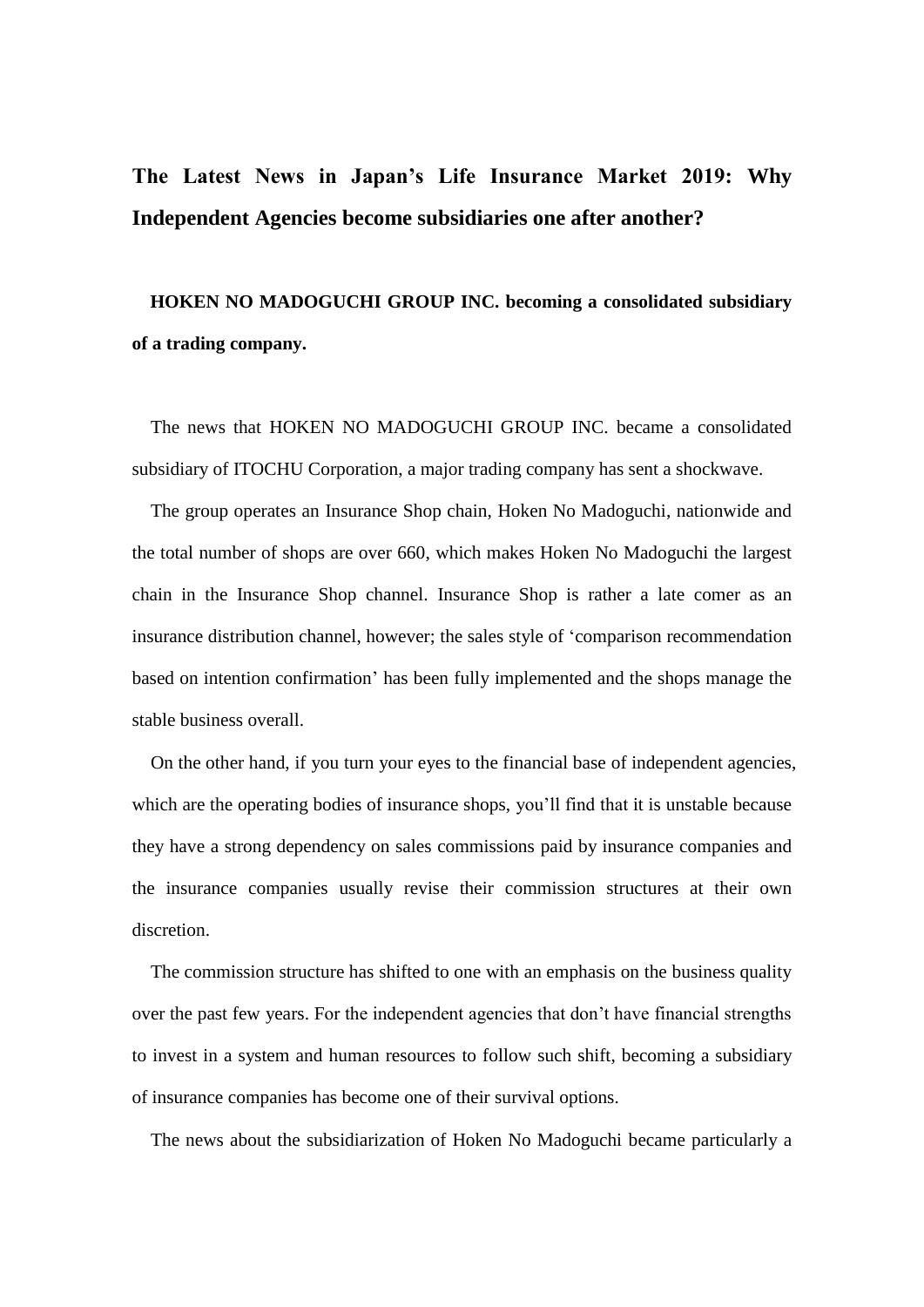# The Latest News in Japan's Life Insurance Market 2019: Why Independent Agencies become subsidiaries one after another?

## HOKEN NO MADOGUCHI GROUP INC. becoming a consolidated subsidiary of a trading company.

The news that HOKEN NO MADOGUCHI GROUP INC. became a consolidated subsidiary of ITOCHU Corporation, a major trading company has sent a shockwave.

The group operates an Insurance Shop chain, Hoken No Madoguchi, nationwide and the total number of shops are over 660, which makes Hoken No Madoguchi the largest chain in the Insurance Shop channel. Insurance Shop is rather a late comer as an insurance distribution channel, however; the sales style of 'comparison recommendation based on intention confirmation' has been fully implemented and the shops manage the stable business overall.

On the other hand, if you turn your eyes to the financial base of independent agencies, which are the operating bodies of insurance shops, you'll find that it is unstable because they have a strong dependency on sales commissions paid by insurance companies and the insurance companies usually revise their commission structures at their own discretion.

The commission structure has shifted to one with an emphasis on the business quality over the past few years. For the independent agencies that don't have financial strengths to invest in a system and human resources to follow such shift, becoming a subsidiary of insurance companies has become one of their survival options.

The news about the subsidiarization of Hoken No Madoguchi became particularly a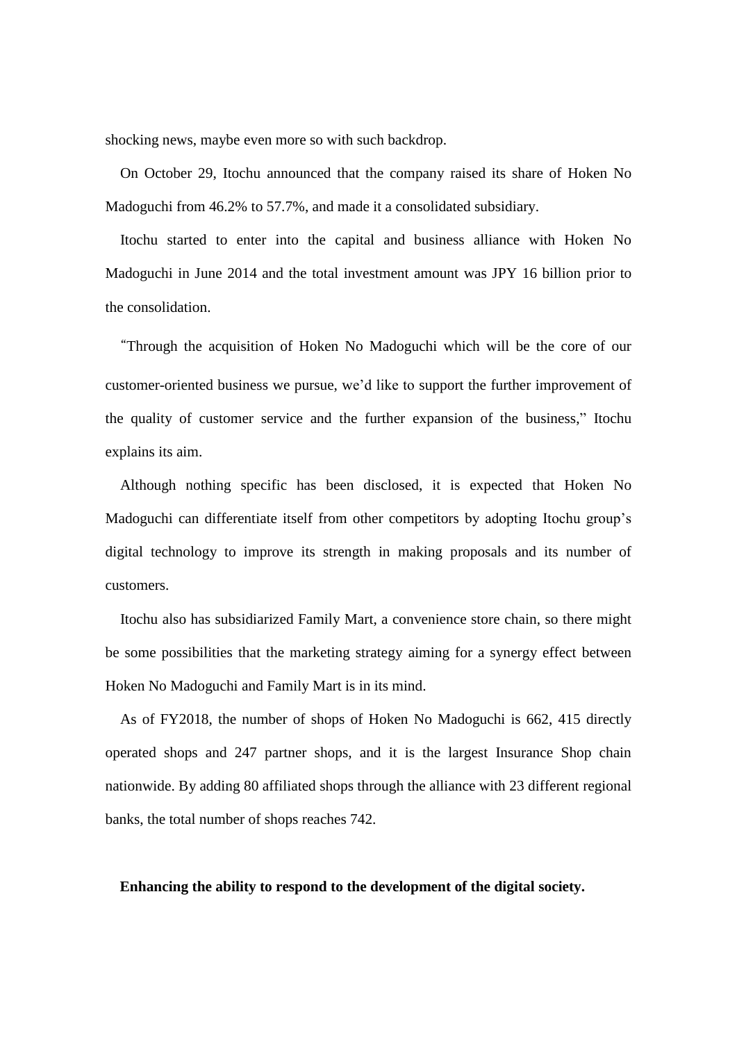shocking news, maybe even more so with such backdrop.

On October 29, Itochu announced that the company raised its share of Hoken No Madoguchi from 46.2% to 57.7%, and made it a consolidated subsidiary.

Itochu started to enter into the capital and business alliance with Hoken No Madoguchi in June 2014 and the total investment amount was JPY 16 billion prior to the consolidation.

"Through the acquisition of Hoken No Madoguchi which will be the core of our customer-oriented business we pursue, we'd like to support the further improvement of the quality of customer service and the further expansion of the business," Itochu explains its aim.

Although nothing specific has been disclosed, it is expected that Hoken No Madoguchi can differentiate itself from other competitors by adopting Itochu group's digital technology to improve its strength in making proposals and its number of customers.

Itochu also has subsidiarized Family Mart, a convenience store chain, so there might be some possibilities that the marketing strategy aiming for a synergy effect between Hoken No Madoguchi and Family Mart is in its mind.

As of FY2018, the number of shops of Hoken No Madoguchi is 662, 415 directly operated shops and 247 partner shops, and it is the largest Insurance Shop chain nationwide. By adding 80 affiliated shops through the alliance with 23 different regional banks, the total number of shops reaches 742.

**Enhancing the ability to respond to the development of the digital society.**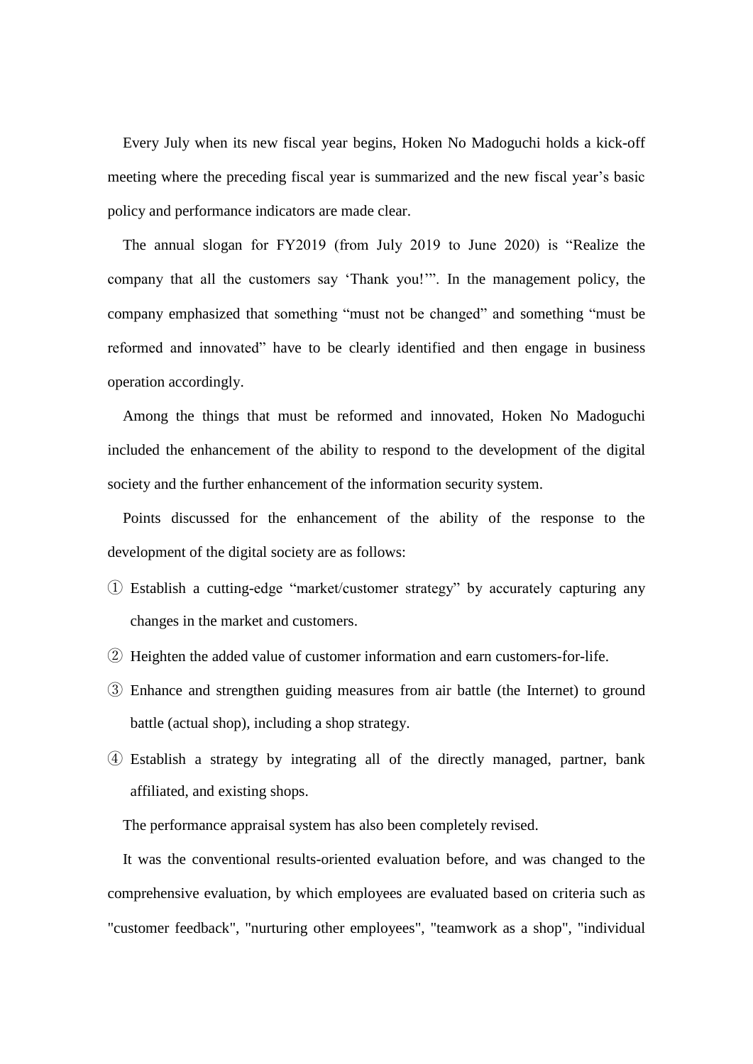Every July when its new fiscal year begins, Hoken No Madoguchi holds a kick-off meeting where the preceding fiscal year is summarized and the new fiscal year's basic policy and performance indicators are made clear.

The annual slogan for FY2019 (from July 2019 to June 2020) is "Realize the company that all the customers say 'Thank you!'". In the management policy, the company emphasized that something "must not be changed" and something "must be reformed and innovated" have to be clearly identified and then engage in business operation accordingly.

Among the things that must be reformed and innovated, Hoken No Madoguchi included the enhancement of the ability to respond to the development of the digital society and the further enhancement of the information security system.

Points discussed for the enhancement of the ability of the response to the development of the digital society are as follows:

① Establish a cutting-edge "market/customer strategy" by accurately capturing any changes in the market and customers.

② Heighten the added value of customer information and earn customers-for-life.

③ Enhance and strengthen guiding measures from air battle (the Internet) to ground battle (actual shop), including a shop strategy.

④ Establish a strategy by integrating all of the directly managed, partner, bank affiliated, and existing shops.

The performance appraisal system has also been completely revised.

It was the conventional results-oriented evaluation before, and was changed to the comprehensive evaluation, by which employees are evaluated based on criteria such as "customer feedback", "nurturing other employees", "teamwork as a shop", "individual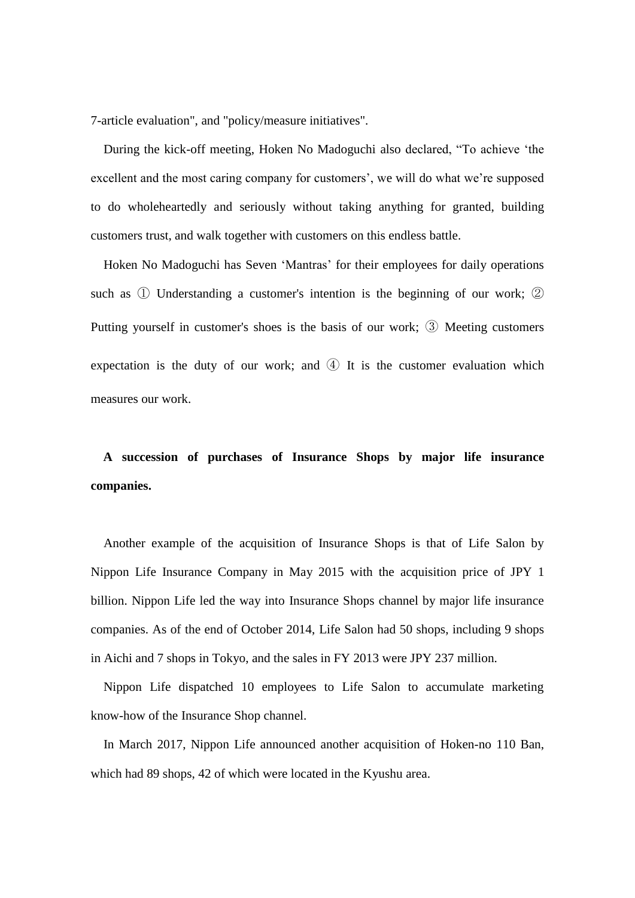7-article evaluation", and "policy/measure initiatives".

During the kick-off meeting, Hoken No Madoguchi also declared, “To achieve ‘the excellent and the most caring company for customers’, we will do what we’re supposed to do wholeheartedly and seriously without taking anything for granted, building customers trust, and walk together with customers on this endless battle.

Hoken No Madoguchi has Seven ‘Mantras’ for their employees for daily operations such as ① Understanding a customer's intention is the beginning of our work; ② Putting yourself in customer's shoes is the basis of our work; ③ Meeting customers expectation is the duty of our work; and ④ It is the customer evaluation which measures our work.

**A succession of purchases of Insurance Shops by major life insurance companies.**

Another example of the acquisition of Insurance Shops is that of Life Salon by Nippon Life Insurance Company in May 2015 with the acquisition price of JPY 1 billion. Nippon Life led the way into Insurance Shops channel by major life insurance companies. As of the end of October 2014, Life Salon had 50 shops, including 9 shops in Aichi and 7 shops in Tokyo, and the sales in FY 2013 were JPY 237 million.

Nippon Life dispatched 10 employees to Life Salon to accumulate marketing know-how of the Insurance Shop channel.

In March 2017, Nippon Life announced another acquisition of Hoken-no 110 Ban, which had 89 shops, 42 of which were located in the Kyushu area.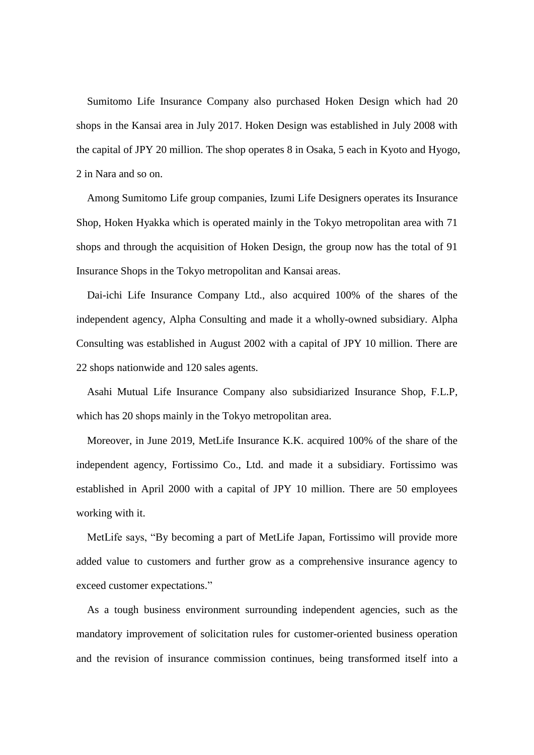Sumitomo Life Insurance Company also purchased Hoken Design which had 20 shops in the Kansai area in July 2017. Hoken Design was established in July 2008 with the capital of JPY 20 million. The shop operates 8 in Osaka, 5 each in Kyoto and Hyogo, 2 in Nara and so on.

Among Sumitomo Life group companies, Izumi Life Designers operates its Insurance Shop, Hoken Hyakka which is operated mainly in the Tokyo metropolitan area with 71 shops and through the acquisition of Hoken Design, the group now has the total of 91 Insurance Shops in the Tokyo metropolitan and Kansai areas.

Dai-ichi Life Insurance Company Ltd., also acquired 100% of the shares of the independent agency, Alpha Consulting and made it a wholly-owned subsidiary. Alpha Consulting was established in August 2002 with a capital of JPY 10 million. There are 22 shops nationwide and 120 sales agents.

Asahi Mutual Life Insurance Company also subsidiarized Insurance Shop, F.L.P, which has 20 shops mainly in the Tokyo metropolitan area.

Moreover, in June 2019, MetLife Insurance K.K. acquired 100% of the share of the independent agency, Fortissimo Co., Ltd. and made it a subsidiary. Fortissimo was established in April 2000 with a capital of JPY 10 million. There are 50 employees working with it.

MetLife says, "By becoming a part of MetLife Japan, Fortissimo will provide more added value to customers and further grow as a comprehensive insurance agency to exceed customer expectations."

As a tough business environment surrounding independent agencies, such as the mandatory improvement of solicitation rules for customer-oriented business operation and the revision of insurance commission continues, being transformed itself into a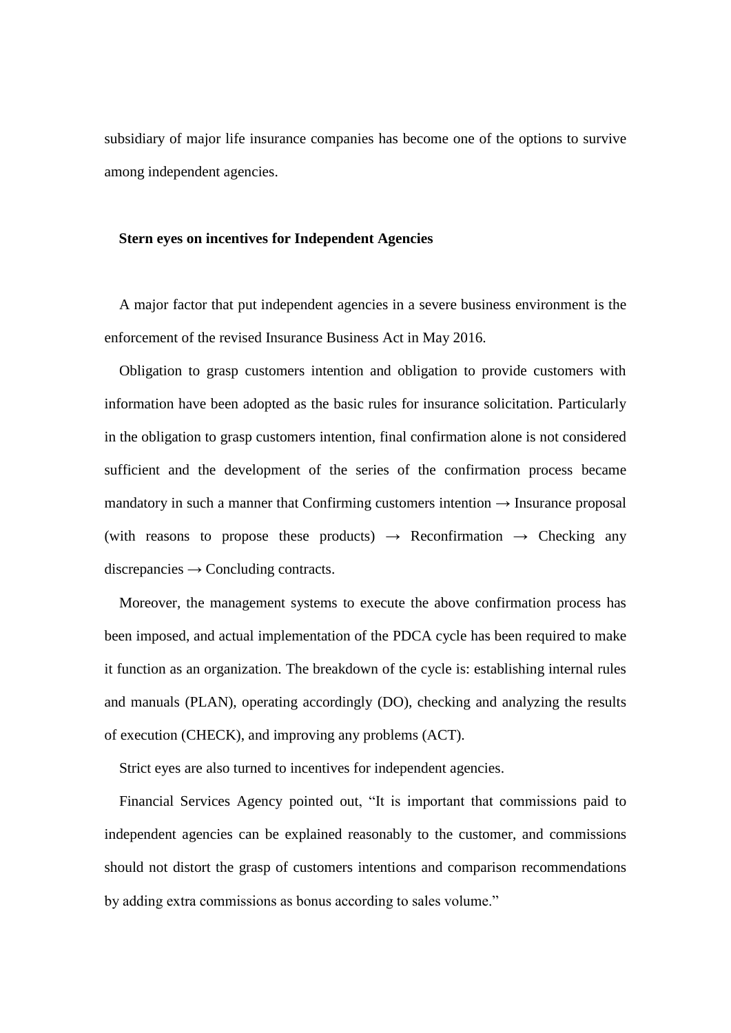subsidiary of major life insurance companies has become one of the options to survive among independent agencies.

**Stern eyes on incentives for Independent Agencies**

A major factor that put independent agencies in a severe business environment is the enforcement of the revised Insurance Business Act in May 2016.

Obligation to grasp customers intention and obligation to provide customers with information have been adopted as the basic rules for insurance solicitation. Particularly in the obligation to grasp customers intention, final confirmation alone is not considered sufficient and the development of the series of the confirmation process became mandatory in such a manner that Confirming customers intention → Insurance proposal (with reasons to propose these products) → Reconfirmation → Checking any discrepancies → Concluding contracts.

Moreover, the management systems to execute the above confirmation process has been imposed, and actual implementation of the PDCA cycle has been required to make it function as an organization. The breakdown of the cycle is: establishing internal rules and manuals (PLAN), operating accordingly (DO), checking and analyzing the results of execution (CHECK), and improving any problems (ACT).

Strict eyes are also turned to incentives for independent agencies.

Financial Services Agency pointed out, "It is important that commissions paid to independent agencies can be explained reasonably to the customer, and commissions should not distort the grasp of customers intentions and comparison recommendations by adding extra commissions as bonus according to sales volume."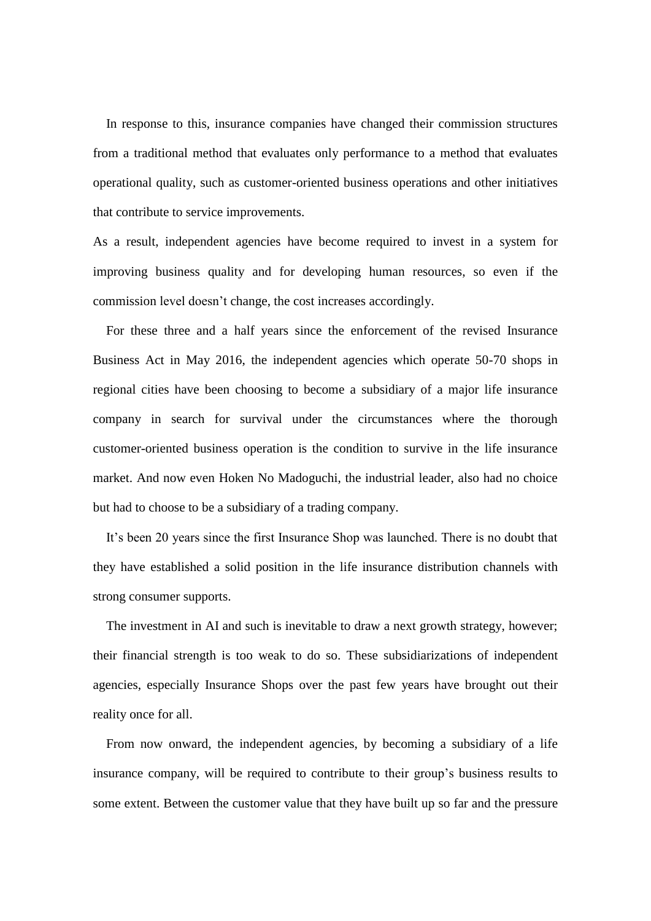In response to this, insurance companies have changed their commission structures from a traditional method that evaluates only performance to a method that evaluates operational quality, such as customer-oriented business operations and other initiatives that contribute to service improvements.

As a result, independent agencies have become required to invest in a system for improving business quality and for developing human resources, so even if the commission level doesn't change, the cost increases accordingly.

For these three and a half years since the enforcement of the revised Insurance Business Act in May 2016, the independent agencies which operate 50-70 shops in regional cities have been choosing to become a subsidiary of a major life insurance company in search for survival under the circumstances where the thorough customer-oriented business operation is the condition to survive in the life insurance market. And now even Hoken No Madoguchi, the industrial leader, also had no choice but had to choose to be a subsidiary of a trading company.

It's been 20 years since the first Insurance Shop was launched. There is no doubt that they have established a solid position in the life insurance distribution channels with strong consumer supports.

The investment in AI and such is inevitable to draw a next growth strategy, however; their financial strength is too weak to do so. These subsidiarizations of independent agencies, especially Insurance Shops over the past few years have brought out their reality once for all.

From now onward, the independent agencies, by becoming a subsidiary of a life insurance company, will be required to contribute to their group's business results to some extent. Between the customer value that they have built up so far and the pressure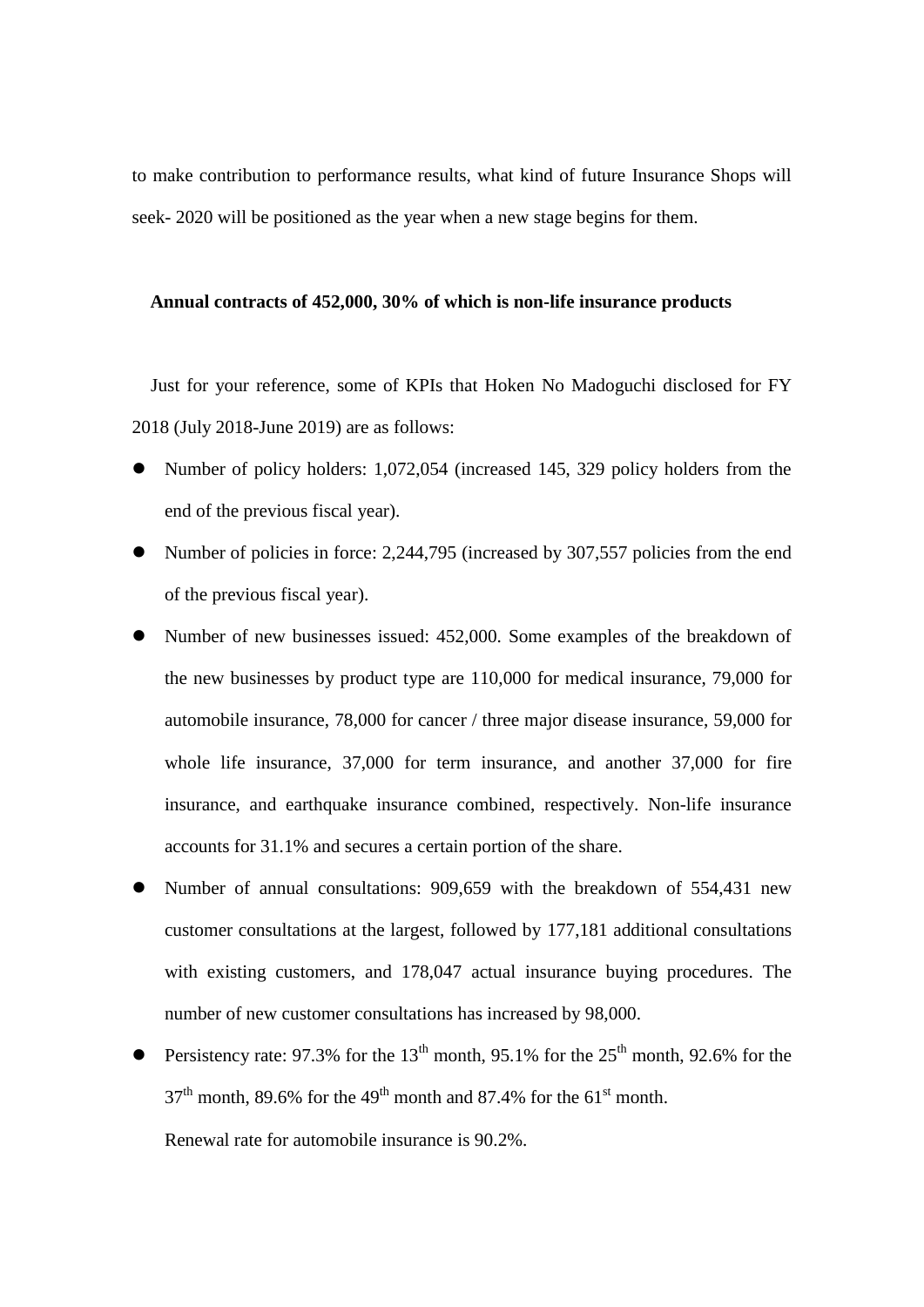to make contribution to performance results, what kind of future Insurance Shops will seek- 2020 will be positioned as the year when a new stage begins for them.

**Annual contracts of 452,000, 30% of which is non-life insurance products**

Just for your reference, some of KPIs that Hoken No Madoguchi disclosed for FY 2018 (July 2018-June 2019) are as follows:

- Number of policy holders: 1,072,054 (increased 145, 329 policy holders from the end of the previous fiscal year).
- Number of policies in force: 2,244,795 (increased by 307,557 policies from the end of the previous fiscal year).
- Number of new businesses issued: 452,000. Some examples of the breakdown of the new businesses by product type are 110,000 for medical insurance, 79,000 for automobile insurance, 78,000 for cancer / three major disease insurance, 59,000 for whole life insurance, 37,000 for term insurance, and another 37,000 for fire insurance, and earthquake insurance combined, respectively. Non-life insurance accounts for 31.1% and secures a certain portion of the share.
- Number of annual consultations: 909,659 with the breakdown of 554,431 new customer consultations at the largest, followed by 177,181 additional consultations with existing customers, and 178,047 actual insurance buying procedures. The number of new customer consultations has increased by 98,000.
- Persistency rate: 97.3% for the 13th month, 95.1% for the 25th month, 92.6% for the 37th month, 89.6% for the 49th month and 87.4% for the 61st month.

  Renewal rate for automobile insurance is 90.2%.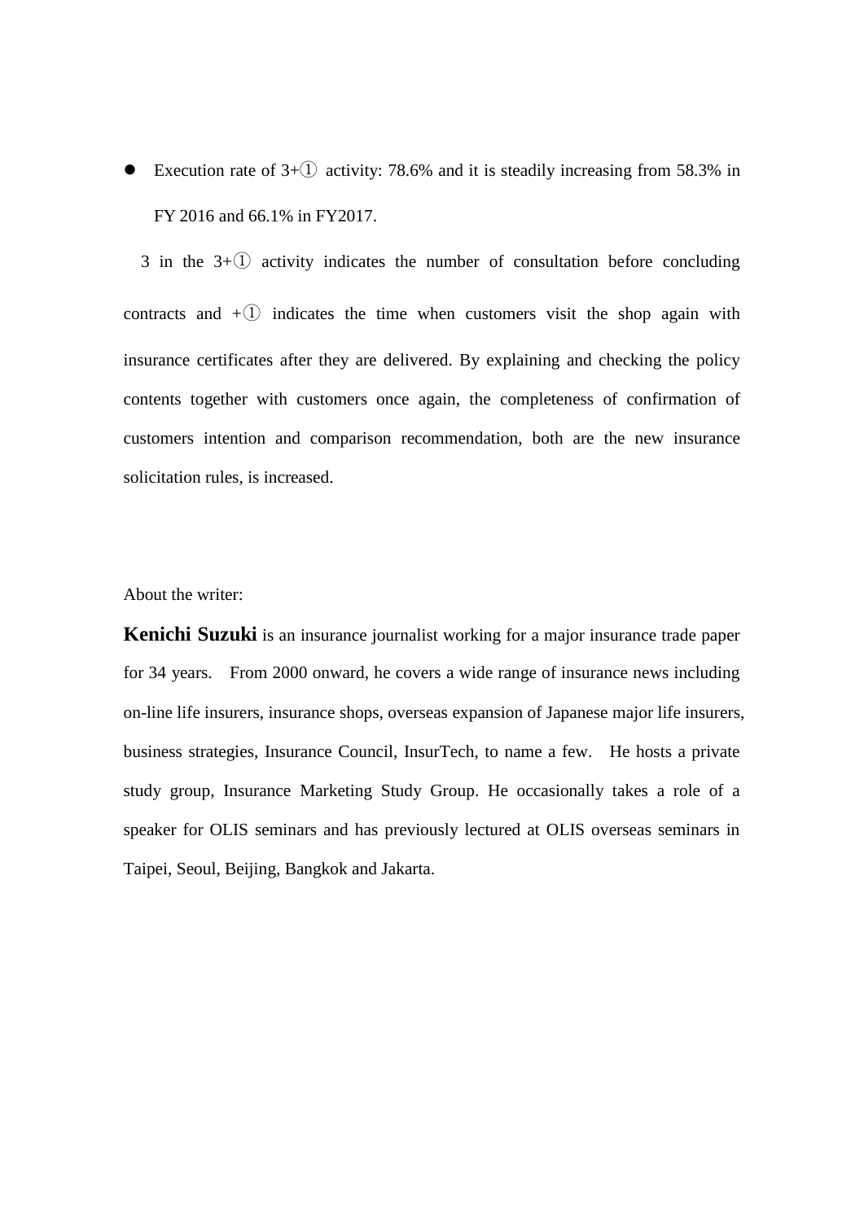- Execution rate of 3+① activity: 78.6% and it is steadily increasing from 58.3% in FY 2016 and 66.1% in FY2017.

3 in the 3+① activity indicates the number of consultation before concluding contracts and +① indicates the time when customers visit the shop again with insurance certificates after they are delivered. By explaining and checking the policy contents together with customers once again, the completeness of confirmation of customers intention and comparison recommendation, both are the new insurance solicitation rules, is increased.

About the writer:

**Kenichi Suzuki** is an insurance journalist working for a major insurance trade paper for 34 years. From 2000 onward, he covers a wide range of insurance news including on-line life insurers, insurance shops, overseas expansion of Japanese major life insurers, business strategies, Insurance Council, InsurTech, to name a few. He hosts a private study group, Insurance Marketing Study Group. He occasionally takes a role of a speaker for OLIS seminars and has previously lectured at OLIS overseas seminars in Taipei, Seoul, Beijing, Bangkok and Jakarta.